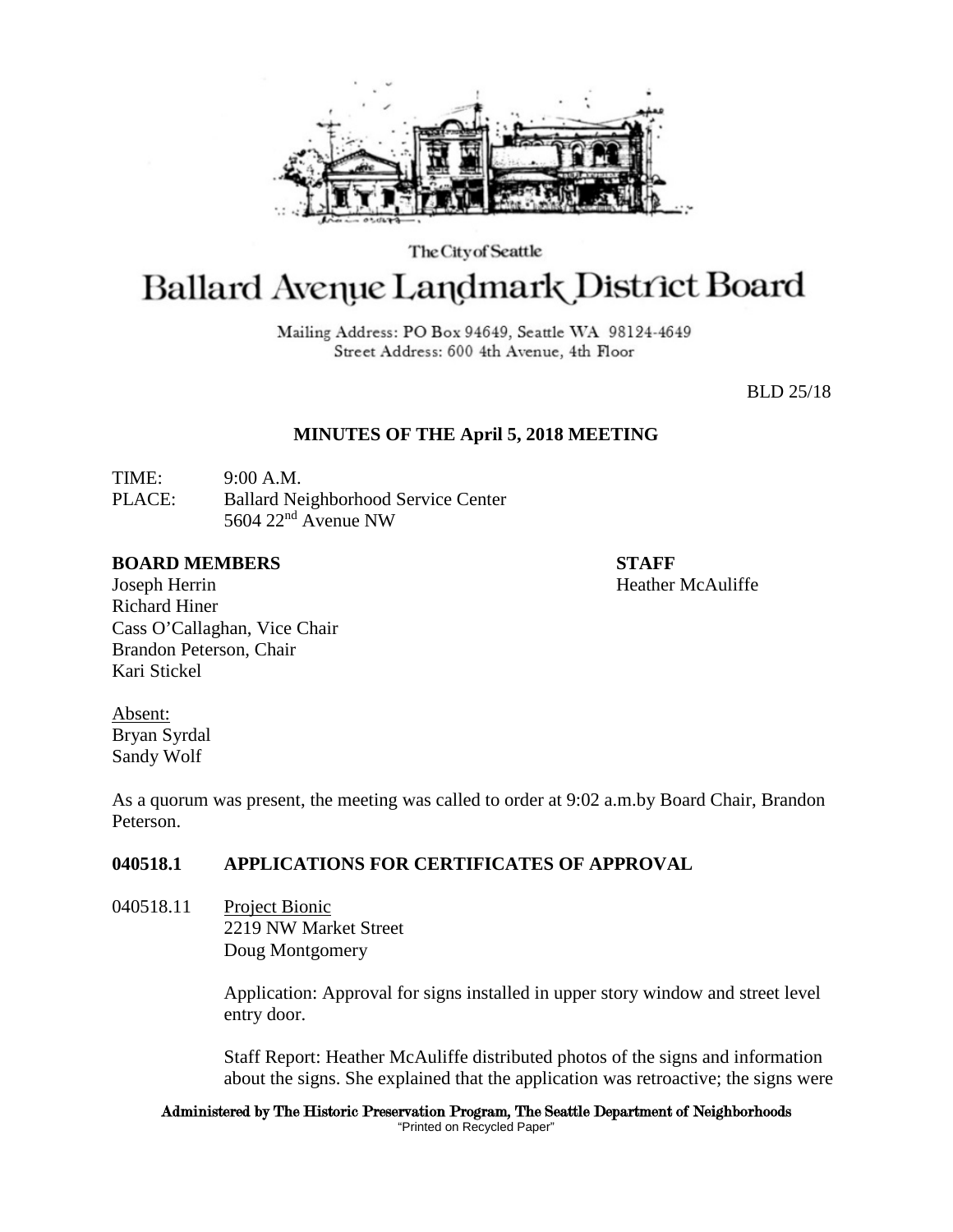The City of Seattle

# Ballard Avenue Landmark District Board

Mailing Address: PO Box 94649, Seattle WA 98124-4649
Street Address: 600 4th Avenue, 4th Floor

BLD 25/18

## MINUTES OF THE April 5, 2018 MEETING

TIME: 9:00 A.M.
PLACE: Ballard Neighborhood Service Center
5604 22nd Avenue NW

**BOARD MEMBERS**
Joseph Herrin
Richard Hiner
Cass O'Callaghan, Vice Chair
Brandon Peterson, Chair
Kari Stickel

**STAFF**
Heather McAuliffe

Absent:
Bryan Syrdal
Sandy Wolf

As a quorum was present, the meeting was called to order at 9:02 a.m.by Board Chair, Brandon Peterson.

### 040518.1 APPLICATIONS FOR CERTIFICATES OF APPROVAL

040518.11 Project Bionic
2219 NW Market Street
Doug Montgomery

Application: Approval for signs installed in upper story window and street level entry door.

Staff Report: Heather McAuliffe distributed photos of the signs and information about the signs. She explained that the application was retroactive; the signs were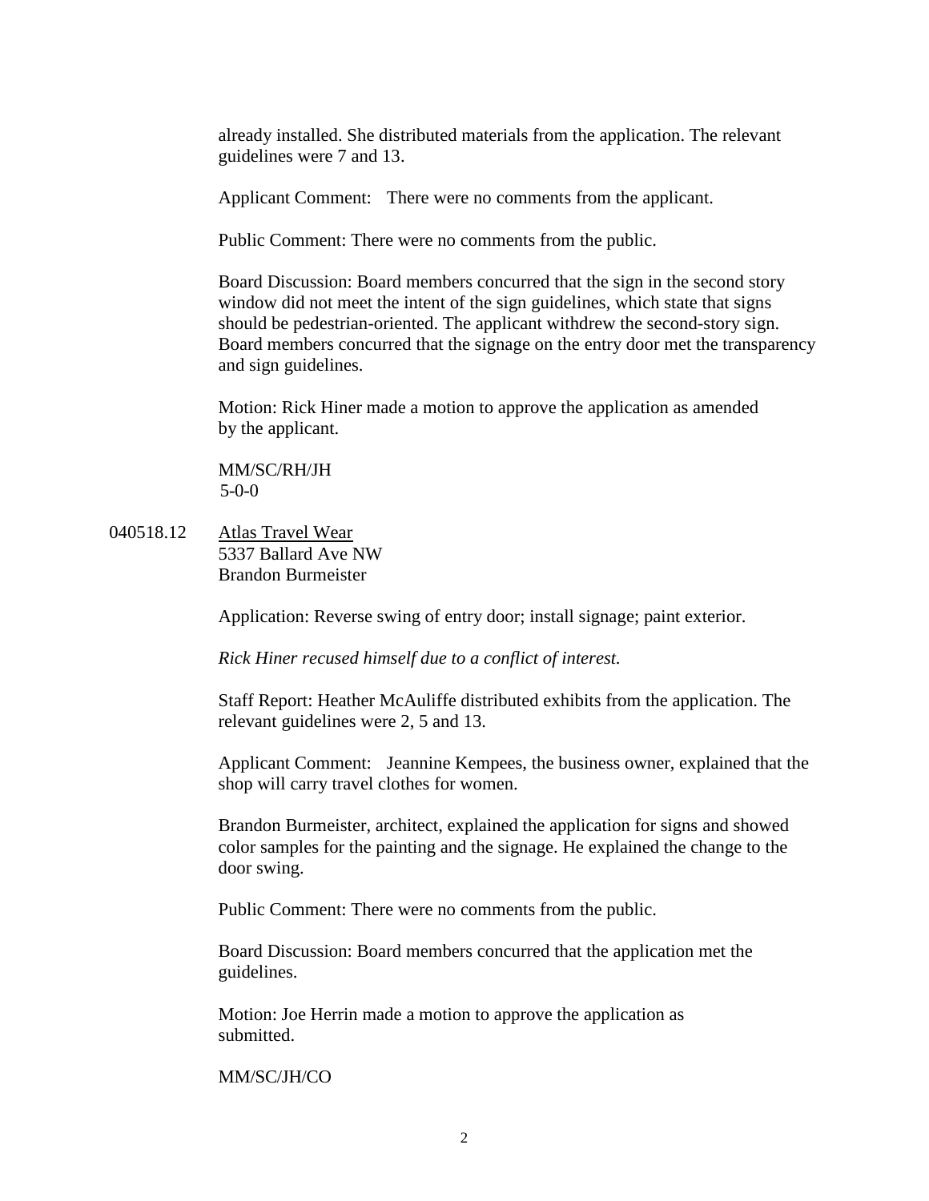already installed. She distributed materials from the application. The relevant guidelines were 7 and 13.

Applicant Comment: There were no comments from the applicant.

Public Comment: There were no comments from the public.

Board Discussion: Board members concurred that the sign in the second story window did not meet the intent of the sign guidelines, which state that signs should be pedestrian-oriented. The applicant withdrew the second-story sign. Board members concurred that the signage on the entry door met the transparency and sign guidelines.

Motion: Rick Hiner made a motion to approve the application as amended by the applicant.

MM/SC/RH/JH
5-0-0

040518.12 Atlas Travel Wear
5337 Ballard Ave NW
Brandon Burmeister

Application: Reverse swing of entry door; install signage; paint exterior.

*Rick Hiner recused himself due to a conflict of interest.*

Staff Report: Heather McAuliffe distributed exhibits from the application. The relevant guidelines were 2, 5 and 13.

Applicant Comment: Jeannine Kempees, the business owner, explained that the shop will carry travel clothes for women.

Brandon Burmeister, architect, explained the application for signs and showed color samples for the painting and the signage. He explained the change to the door swing.

Public Comment: There were no comments from the public.

Board Discussion: Board members concurred that the application met the guidelines.

Motion: Joe Herrin made a motion to approve the application as submitted.

MM/SC/JH/CO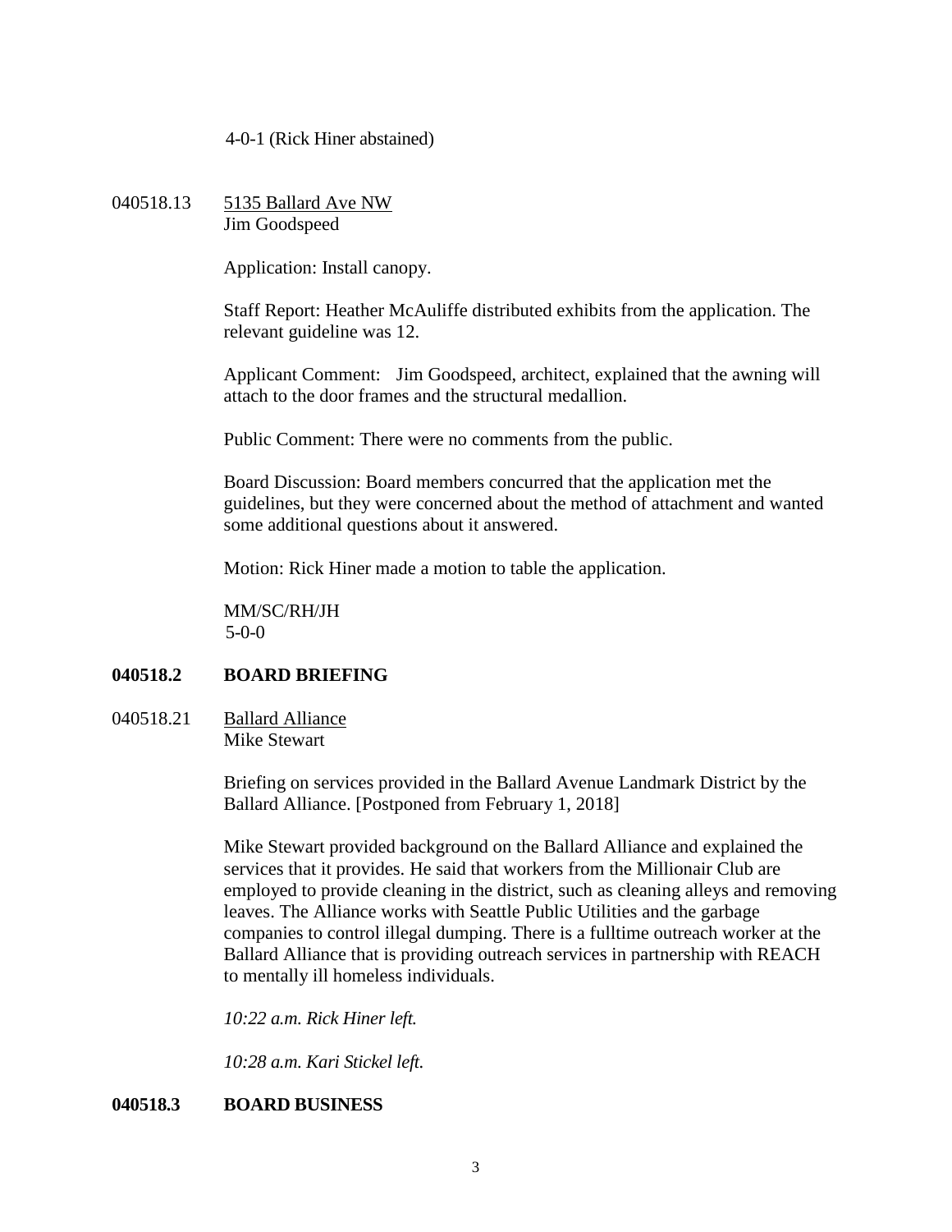4-0-1 (Rick Hiner abstained)

040518.13 5135 Ballard Ave NW
Jim Goodspeed

Application: Install canopy.

Staff Report: Heather McAuliffe distributed exhibits from the application. The relevant guideline was 12.

Applicant Comment: Jim Goodspeed, architect, explained that the awning will attach to the door frames and the structural medallion.

Public Comment: There were no comments from the public.

Board Discussion: Board members concurred that the application met the guidelines, but they were concerned about the method of attachment and wanted some additional questions about it answered.

Motion: Rick Hiner made a motion to table the application.

MM/SC/RH/JH
5-0-0

**040518.2 BOARD BRIEFING**

040518.21 Ballard Alliance
Mike Stewart

Briefing on services provided in the Ballard Avenue Landmark District by the Ballard Alliance. [Postponed from February 1, 2018]

Mike Stewart provided background on the Ballard Alliance and explained the services that it provides. He said that workers from the Millionair Club are employed to provide cleaning in the district, such as cleaning alleys and removing leaves. The Alliance works with Seattle Public Utilities and the garbage companies to control illegal dumping. There is a fulltime outreach worker at the Ballard Alliance that is providing outreach services in partnership with REACH to mentally ill homeless individuals.

*10:22 a.m. Rick Hiner left.*

*10:28 a.m. Kari Stickel left.*

**040518.3 BOARD BUSINESS**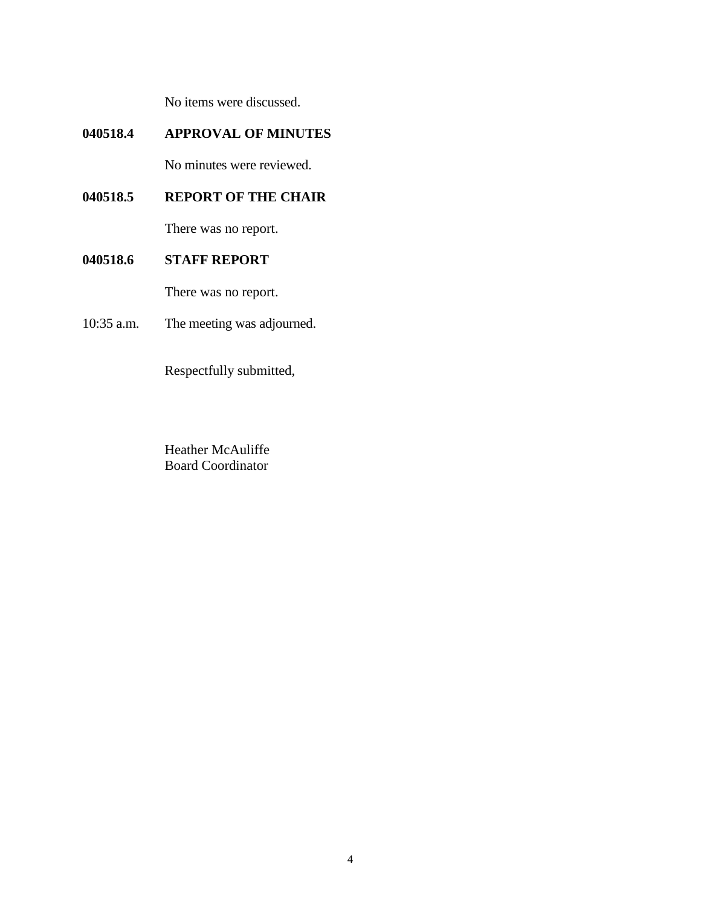No items were discussed.

**040518.4 APPROVAL OF MINUTES**

No minutes were reviewed.

**040518.5 REPORT OF THE CHAIR**

There was no report.

**040518.6 STAFF REPORT**

There was no report.

10:35 a.m. The meeting was adjourned.

Respectfully submitted,

Heather McAuliffe
Board Coordinator